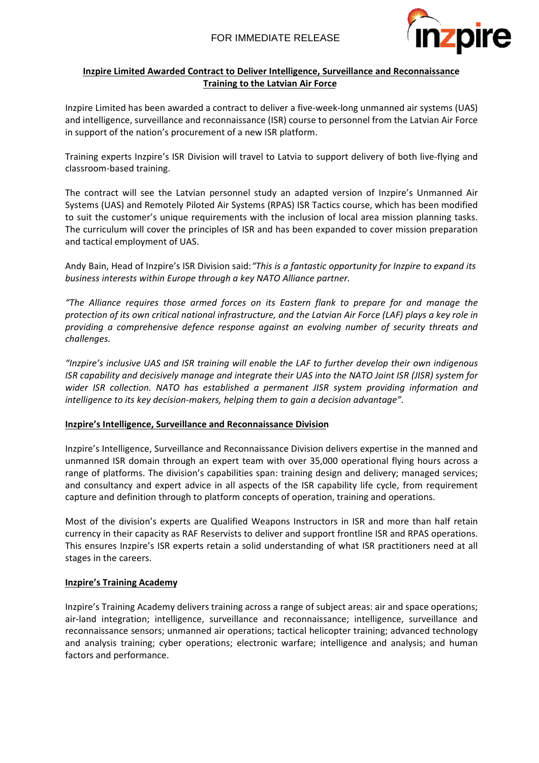FOR IMMEDIATE RELEASE

# Inzpire Limited Awarded Contract to Deliver Intelligence, Surveillance and Reconnaissance Training to the Latvian Air Force

Inzpire Limited has been awarded a contract to deliver a five-week-long unmanned air systems (UAS) and intelligence, surveillance and reconnaissance (ISR) course to personnel from the Latvian Air Force in support of the nation's procurement of a new ISR platform.

Training experts Inzpire's ISR Division will travel to Latvia to support delivery of both live-flying and classroom-based training.

The contract will see the Latvian personnel study an adapted version of Inzpire's Unmanned Air Systems (UAS) and Remotely Piloted Air Systems (RPAS) ISR Tactics course, which has been modified to suit the customer's unique requirements with the inclusion of local area mission planning tasks. The curriculum will cover the principles of ISR and has been expanded to cover mission preparation and tactical employment of UAS.

Andy Bain, Head of Inzpire's ISR Division said: *"This is a fantastic opportunity for Inzpire to expand its business interests within Europe through a key NATO Alliance partner.*

*"The Alliance requires those armed forces on its Eastern flank to prepare for and manage the protection of its own critical national infrastructure, and the Latvian Air Force (LAF) plays a key role in providing a comprehensive defence response against an evolving number of security threats and challenges.*

*"Inzpire's inclusive UAS and ISR training will enable the LAF to further develop their own indigenous ISR capability and decisively manage and integrate their UAS into the NATO Joint ISR (JISR) system for wider ISR collection. NATO has established a permanent JISR system providing information and intelligence to its key decision-makers, helping them to gain a decision advantage".*

## Inzpire's Intelligence, Surveillance and Reconnaissance Division

Inzpire's Intelligence, Surveillance and Reconnaissance Division delivers expertise in the manned and unmanned ISR domain through an expert team with over 35,000 operational flying hours across a range of platforms. The division's capabilities span: training design and delivery; managed services; and consultancy and expert advice in all aspects of the ISR capability life cycle, from requirement capture and definition through to platform concepts of operation, training and operations.

Most of the division's experts are Qualified Weapons Instructors in ISR and more than half retain currency in their capacity as RAF Reservists to deliver and support frontline ISR and RPAS operations. This ensures Inzpire's ISR experts retain a solid understanding of what ISR practitioners need at all stages in the careers.

## Inzpire's Training Academy

Inzpire's Training Academy delivers training across a range of subject areas: air and space operations; air-land integration; intelligence, surveillance and reconnaissance; intelligence, surveillance and reconnaissance sensors; unmanned air operations; tactical helicopter training; advanced technology and analysis training; cyber operations; electronic warfare; intelligence and analysis; and human factors and performance.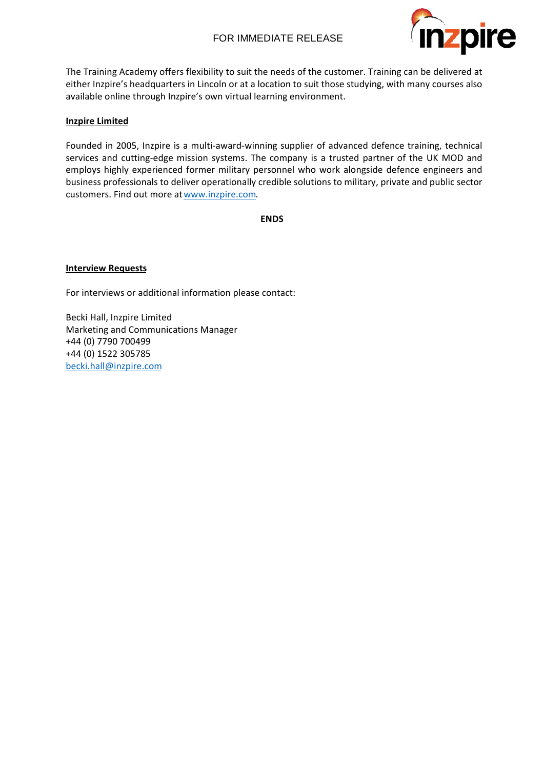The Training Academy offers flexibility to suit the needs of the customer. Training can be delivered at either Inzpire's headquarters in Lincoln or at a location to suit those studying, with many courses also available online through Inzpire's own virtual learning environment.

**Inzpire Limited**

Founded in 2005, Inzpire is a multi-award-winning supplier of advanced defence training, technical services and cutting-edge mission systems. The company is a trusted partner of the UK MOD and employs highly experienced former military personnel who work alongside defence engineers and business professionals to deliver operationally credible solutions to military, private and public sector customers. Find out more at www.inzpire.com.

**ENDS**

**Interview Requests**

For interviews or additional information please contact:

Becki Hall, Inzpire Limited
Marketing and Communications Manager
+44 (0) 7790 700499
+44 (0) 1522 305785
becki.hall@inzpire.com